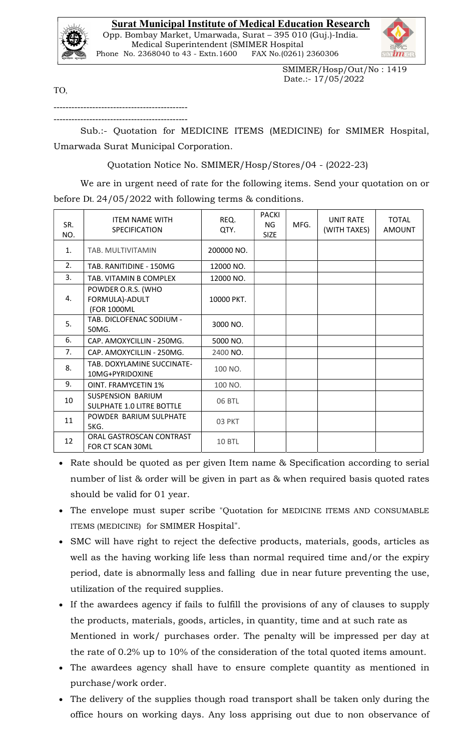# Surat Municipal Institute of Medical Education Research

Opp. Bombay Market, Umarwada, Surat – 395 010 (Guj.)-India.
Medical Superintendent (SMIMER Hospital
Phone No. 2368040 to 43 - Extn.1600 FAX No.(0261) 2360306

SMIMER/Hosp/Out/No : 1419
Date.:- 17/05/2022

TO,

---------------------------------------------

---------------------------------------------

Sub.:- Quotation for MEDICINE ITEMS (MEDICINE) for SMIMER Hospital, Umarwada Surat Municipal Corporation.

Quotation Notice No. SMIMER/Hosp/Stores/04 - (2022-23)

We are in urgent need of rate for the following items. Send your quotation on or before Dt. 24/05/2022 with following terms & conditions.

| SR. NO. | ITEM NAME WITH SPECIFICATION | REQ. QTY. | PACKING SIZE | MFG. | UNIT RATE (WITH TAXES) | TOTAL AMOUNT |
|---|---|---|---|---|---|---|
| 1. | TAB. MULTIVITAMIN | 200000 NO. | | | | |
| 2. | TAB. RANITIDINE - 150MG | 12000 NO. | | | | |
| 3. | TAB. VITAMIN B COMPLEX | 12000 NO. | | | | |
| 4. | POWDER O.R.S. (WHO FORMULA)-ADULT (FOR 1000ML | 10000 PKT. | | | | |
| 5. | TAB. DICLOFENAC SODIUM - 50MG. | 3000 NO. | | | | |
| 6. | CAP. AMOXYCILLIN - 250MG. | 5000 NO. | | | | |
| 7. | CAP. AMOXYCILLIN - 250MG. | 2400 NO. | | | | |
| 8. | TAB. DOXYLAMINE SUCCINATE-10MG+PYRIDOXINE | 100 NO. | | | | |
| 9. | OINT. FRAMYCETIN 1% | 100 NO. | | | | |
| 10 | SUSPENSION BARIUM SULPHATE 1.0 LITRE BOTTLE | 06 BTL | | | | |
| 11 | POWDER BARIUM SULPHATE 5KG. | 03 PKT | | | | |
| 12 | ORAL GASTROSCAN CONTRAST FOR CT SCAN 30ML | 10 BTL | | | | |

- Rate should be quoted as per given Item name & Specification according to serial number of list & order will be given in part as & when required basis quoted rates should be valid for 01 year.
- The envelope must super scribe "Quotation for MEDICINE ITEMS AND CONSUMABLE ITEMS (MEDICINE) for SMIMER Hospital".
- SMC will have right to reject the defective products, materials, goods, articles as well as the having working life less than normal required time and/or the expiry period, date is abnormally less and falling due in near future preventing the use, utilization of the required supplies.
- If the awardees agency if fails to fulfill the provisions of any of clauses to supply the products, materials, goods, articles, in quantity, time and at such rate as Mentioned in work/ purchases order. The penalty will be impressed per day at the rate of 0.2% up to 10% of the consideration of the total quoted items amount.
- The awardees agency shall have to ensure complete quantity as mentioned in purchase/work order.
- The delivery of the supplies though road transport shall be taken only during the office hours on working days. Any loss apprising out due to non observance of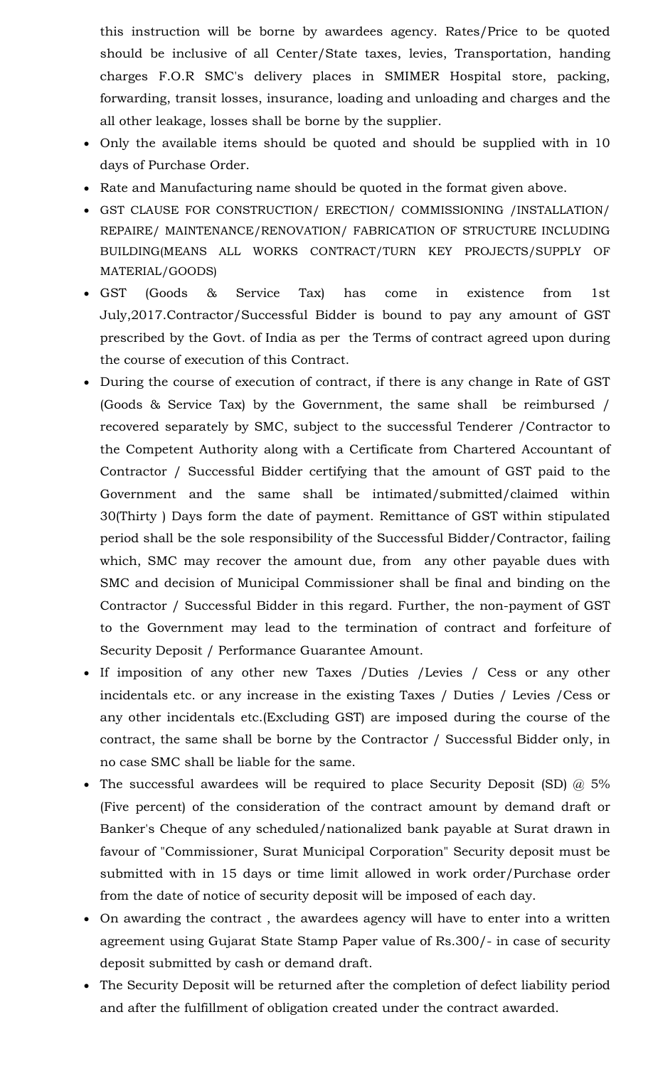this instruction will be borne by awardees agency. Rates/Price to be quoted should be inclusive of all Center/State taxes, levies, Transportation, handing charges F.O.R SMC's delivery places in SMIMER Hospital store, packing, forwarding, transit losses, insurance, loading and unloading and charges and the all other leakage, losses shall be borne by the supplier.

- Only the available items should be quoted and should be supplied with in 10 days of Purchase Order.
- Rate and Manufacturing name should be quoted in the format given above.
- GST CLAUSE FOR CONSTRUCTION/ ERECTION/ COMMISSIONING /INSTALLATION/ REPAIRE/ MAINTENANCE/RENOVATION/ FABRICATION OF STRUCTURE INCLUDING BUILDING(MEANS ALL WORKS CONTRACT/TURN KEY PROJECTS/SUPPLY OF MATERIAL/GOODS)
- GST (Goods & Service Tax) has come in existence from 1st July,2017.Contractor/Successful Bidder is bound to pay any amount of GST prescribed by the Govt. of India as per the Terms of contract agreed upon during the course of execution of this Contract.
- During the course of execution of contract, if there is any change in Rate of GST (Goods & Service Tax) by the Government, the same shall be reimbursed / recovered separately by SMC, subject to the successful Tenderer /Contractor to the Competent Authority along with a Certificate from Chartered Accountant of Contractor / Successful Bidder certifying that the amount of GST paid to the Government and the same shall be intimated/submitted/claimed within 30(Thirty ) Days form the date of payment. Remittance of GST within stipulated period shall be the sole responsibility of the Successful Bidder/Contractor, failing which, SMC may recover the amount due, from any other payable dues with SMC and decision of Municipal Commissioner shall be final and binding on the Contractor / Successful Bidder in this regard. Further, the non-payment of GST to the Government may lead to the termination of contract and forfeiture of Security Deposit / Performance Guarantee Amount.
- If imposition of any other new Taxes /Duties /Levies / Cess or any other incidentals etc. or any increase in the existing Taxes / Duties / Levies /Cess or any other incidentals etc.(Excluding GST) are imposed during the course of the contract, the same shall be borne by the Contractor / Successful Bidder only, in no case SMC shall be liable for the same.
- The successful awardees will be required to place Security Deposit (SD) @ 5% (Five percent) of the consideration of the contract amount by demand draft or Banker's Cheque of any scheduled/nationalized bank payable at Surat drawn in favour of "Commissioner, Surat Municipal Corporation" Security deposit must be submitted with in 15 days or time limit allowed in work order/Purchase order from the date of notice of security deposit will be imposed of each day.
- On awarding the contract , the awardees agency will have to enter into a written agreement using Gujarat State Stamp Paper value of Rs.300/- in case of security deposit submitted by cash or demand draft.
- The Security Deposit will be returned after the completion of defect liability period and after the fulfillment of obligation created under the contract awarded.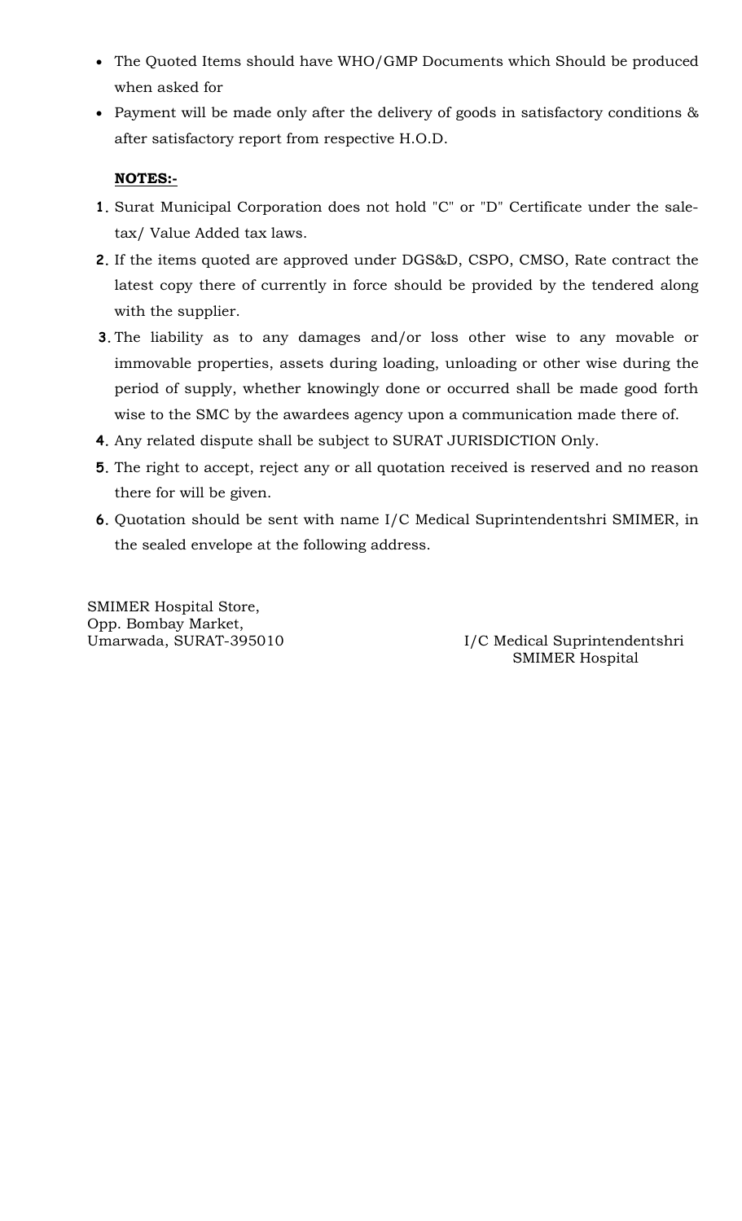- The Quoted Items should have WHO/GMP Documents which Should be produced when asked for
- Payment will be made only after the delivery of goods in satisfactory conditions & after satisfactory report from respective H.O.D.

**NOTES:-**

1. Surat Municipal Corporation does not hold "C" or "D" Certificate under the sale-tax/ Value Added tax laws.
2. If the items quoted are approved under DGS&D, CSPO, CMSO, Rate contract the latest copy there of currently in force should be provided by the tendered along with the supplier.
3. The liability as to any damages and/or loss other wise to any movable or immovable properties, assets during loading, unloading or other wise during the period of supply, whether knowingly done or occurred shall be made good forth wise to the SMC by the awardees agency upon a communication made there of.
4. Any related dispute shall be subject to SURAT JURISDICTION Only.
5. The right to accept, reject any or all quotation received is reserved and no reason there for will be given.
6. Quotation should be sent with name I/C Medical Suprintendentshri SMIMER, in the sealed envelope at the following address.

SMIMER Hospital Store,
Opp. Bombay Market,
Umarwada, SURAT-395010

I/C Medical Suprintendentshri
SMIMER Hospital